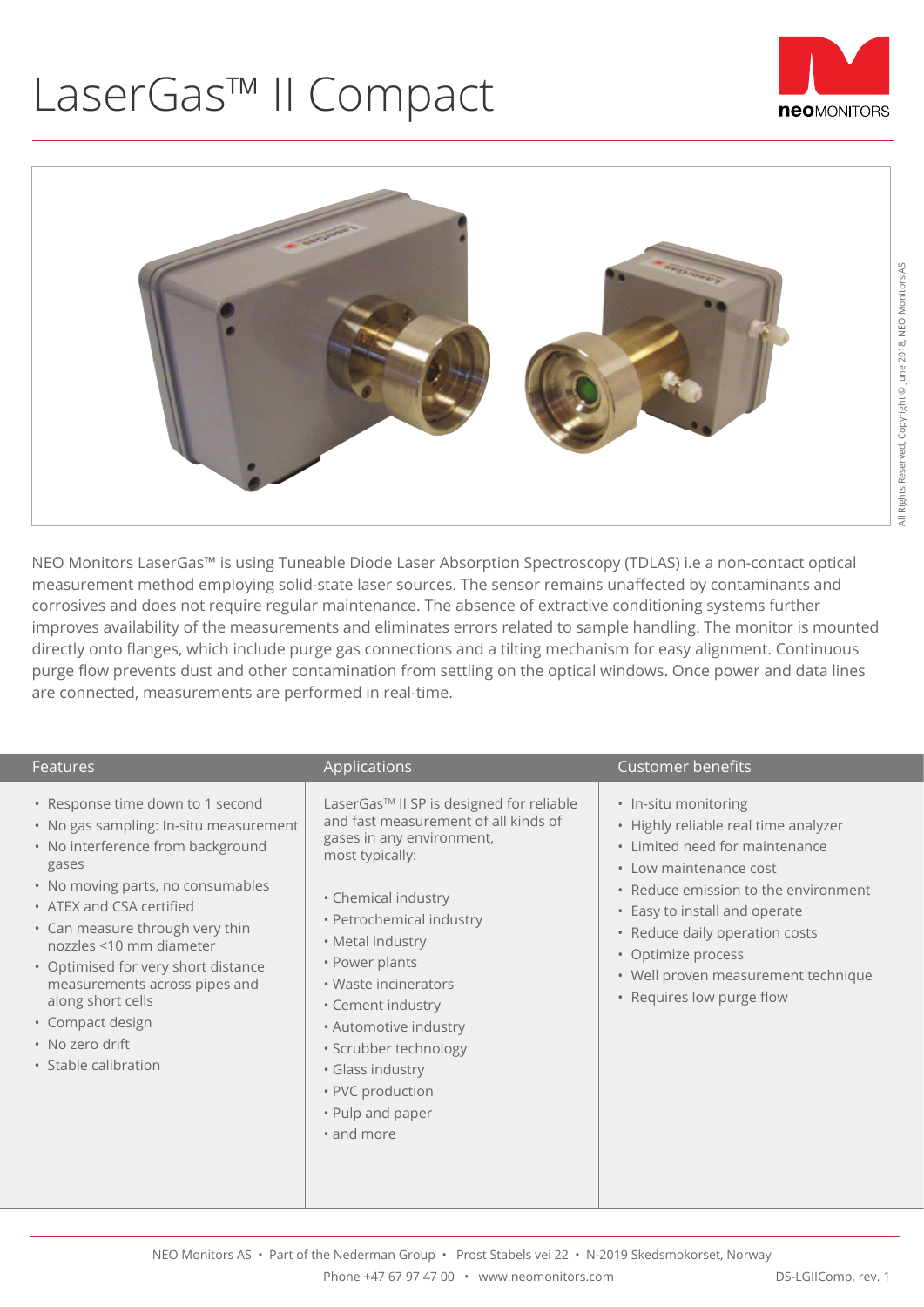# LaserGas™ II Compact

neoMONITORS

NEO Monitors LaserGas™ is using Tuneable Diode Laser Absorption Spectroscopy (TDLAS) i.e a non-contact optical measurement method employing solid-state laser sources. The sensor remains unaffected by contaminants and corrosives and does not require regular maintenance. The absence of extractive conditioning systems further improves availability of the measurements and eliminates errors related to sample handling. The monitor is mounted directly onto flanges, which include purge gas connections and a tilting mechanism for easy alignment. Continuous purge flow prevents dust and other contamination from settling on the optical windows. Once power and data lines are connected, measurements are performed in real-time.

## Features

- Response time down to 1 second
- No gas sampling: In-situ measurement
- No interference from background gases
- No moving parts, no consumables
- ATEX and CSA certified
- Can measure through very thin nozzles <10 mm diameter
- Optimised for very short distance measurements across pipes and along short cells
- Compact design
- No zero drift
- Stable calibration

## Applications

LaserGas™ II SP is designed for reliable and fast measurement of all kinds of gases in any environment, most typically:

- Chemical industry
- Petrochemical industry
- Metal industry
- Power plants
- Waste incinerators
- Cement industry
- Automotive industry
- Scrubber technology
- Glass industry
- PVC production
- Pulp and paper
- and more

## Customer benefits

- In-situ monitoring
- Highly reliable real time analyzer
- Limited need for maintenance
- Low maintenance cost
- Reduce emission to the environment
- Easy to install and operate
- Reduce daily operation costs
- Optimize process
- Well proven measurement technique
- Requires low purge flow

All Rights Reserved, Copyright © June 2018, NEO Monitors AS

NEO Monitors AS • Part of the Nederman Group • Prost Stabels vei 22 • N-2019 Skedsmokorset, Norway
Phone +47 67 97 47 00 • www.neomonitors.com

DS-LGIIComp, rev. 1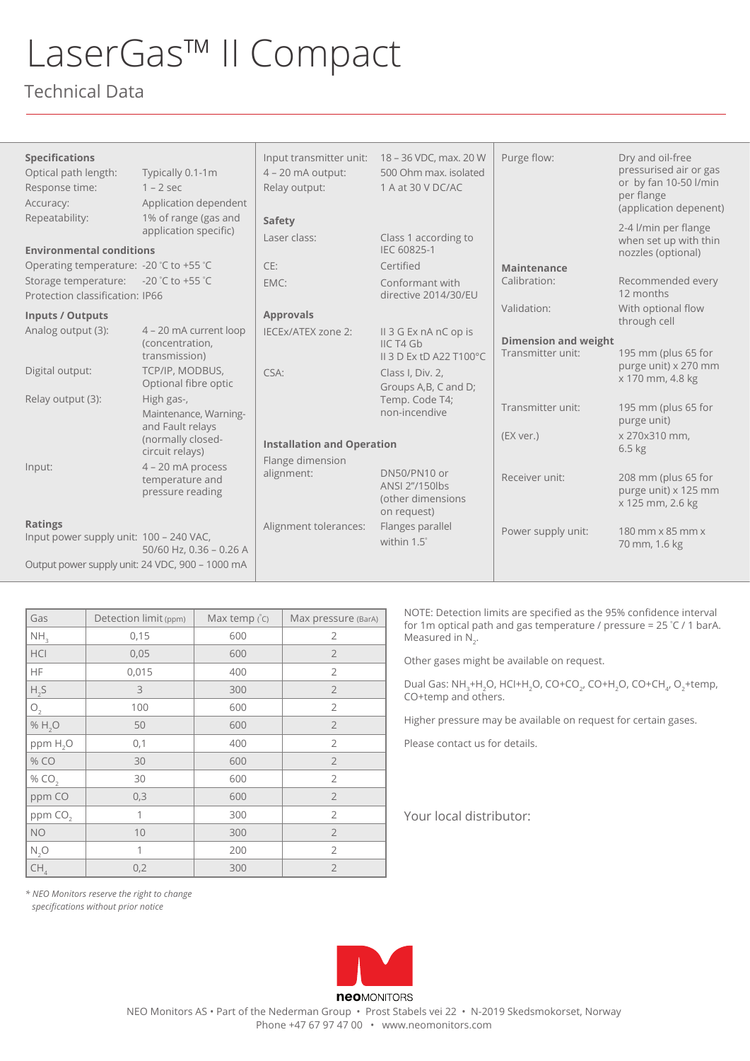# LaserGas™ II Compact

## Technical Data

**Specifications**

Optical path length: Typically 0.1-1m
Response time: 1 – 2 sec
Accuracy: Application dependent
Repeatability: 1% of range (gas and application specific)

**Environmental conditions**

Operating temperature: -20 ˚C to +55 ˚C
Storage temperature: -20 ˚C to +55 ˚C
Protection classification: IP66

**Inputs / Outputs**

Analog output (3): 4 – 20 mA current loop (concentration, transmission)
Digital output: TCP/IP, MODBUS, Optional fibre optic
Relay output (3): High gas-, Maintenance, Warning- and Fault relays (normally closed-circuit relays)
Input: 4 – 20 mA process temperature and pressure reading

**Ratings**

Input power supply unit: 100 – 240 VAC, 50/60 Hz, 0.36 – 0.26 A
Output power supply unit: 24 VDC, 900 – 1000 mA
Input transmitter unit: 18 – 36 VDC, max. 20 W
4 – 20 mA output: 500 Ohm max. isolated
Relay output: 1 A at 30 V DC/AC

**Safety**

Laser class: Class 1 according to IEC 60825-1
CE: Certified
EMC: Conformant with directive 2014/30/EU

**Approvals**

IECEx/ATEX zone 2: II 3 G Ex nA nC op is IIC T4 Gb
II 3 D Ex tD A22 T100°C
CSA: Class I, Div. 2, Groups A,B, C and D; Temp. Code T4; non-incendive

**Installation and Operation**

Flange dimension alignment: DN50/PN10 or ANSI 2”/150lbs (other dimensions on request)
Alignment tolerances: Flanges parallel within 1.5˚
Purge flow: Dry and oil-free pressurised air or gas or by fan 10-50 l/min per flange (application depenent)
2-4 l/min per flange when set up with thin nozzles (optional)

**Maintenance**

Calibration: Recommended every 12 months
Validation: With optional flow through cell

**Dimension and weight**

Transmitter unit: 195 mm (plus 65 for purge unit) x 270 mm x 170 mm, 4.8 kg
Transmitter unit (EX ver.): 195 mm (plus 65 for purge unit) x 270x310 mm, 6.5 kg
Receiver unit: 208 mm (plus 65 for purge unit) x 125 mm x 125 mm, 2.6 kg
Power supply unit: 180 mm x 85 mm x 70 mm, 1.6 kg

| Gas | Detection limit (ppm) | Max temp (˚C) | Max pressure (BarA) |
|---|---|---|---|
| $NH_3$ | 0,15 | 600 | 2 |
| HCl | 0,05 | 600 | 2 |
| HF | 0,015 | 400 | 2 |
| $H_2S$ | 3 | 300 | 2 |
| $O_2$ | 100 | 600 | 2 |
| % $H_2O$ | 50 | 600 | 2 |
| ppm $H_2O$ | 0,1 | 400 | 2 |
| % CO | 30 | 600 | 2 |
| % $CO_2$ | 30 | 600 | 2 |
| ppm CO | 0,3 | 600 | 2 |
| ppm $CO_2$ | 1 | 300 | 2 |
| NO | 10 | 300 | 2 |
| $N_2O$ | 1 | 200 | 2 |
| $CH_4$ | 0,2 | 300 | 2 |

NOTE: Detection limits are specified as the 95% confidence interval for 1m optical path and gas temperature / pressure = 25 ˚C / 1 barA. Measured in $N_2$.

Other gases might be available on request.

Dual Gas: $NH_3$+$H_2O$, HCl+$H_2O$, CO+$CO_2$, CO+$H_2O$, CO+$CH_4$, $O_2$+temp, CO+temp and others.

Higher pressure may be available on request for certain gases.

Please contact us for details.

Your local distributor:

*\* NEO Monitors reserve the right to change specifications without prior notice*

**neo**MONITORS

NEO Monitors AS • Part of the Nederman Group • Prost Stabels vei 22 • N-2019 Skedsmokorset, Norway
Phone +47 67 97 47 00 • www.neomonitors.com